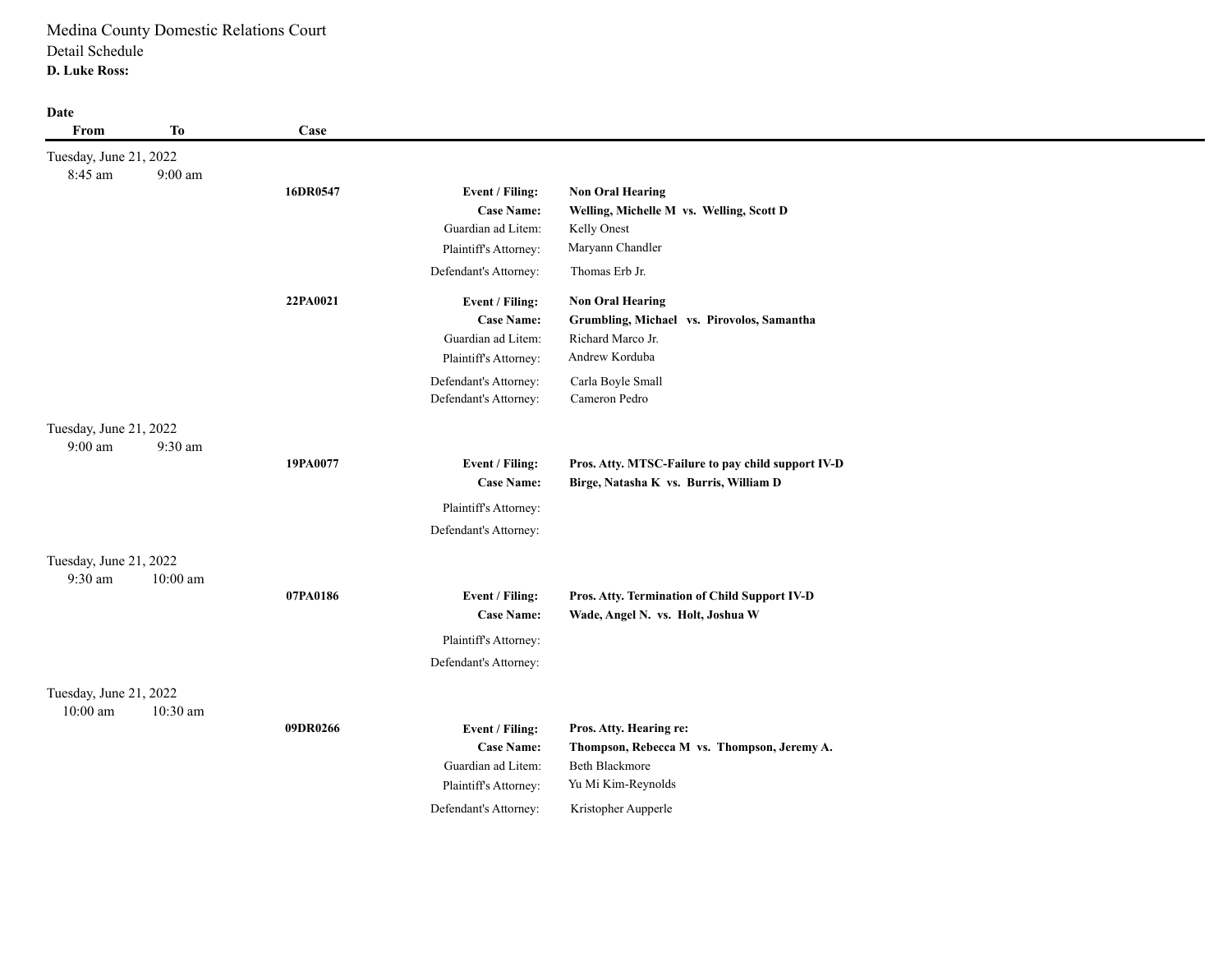Medina County Domestic Relations Court

Detail Schedule

**D. Luke Ross:**

| Date From | To | Case | | |
|---|---|---|---|---|
| Tuesday, June 21, 2022 | | | | |
| 8:45 am | 9:00 am | | | |
| | | **16DR0547** | **Event / Filing:** | **Non Oral Hearing** |
| | | | **Case Name:** | **Welling, Michelle M vs. Welling, Scott D** |
| | | | Guardian ad Litem: | Kelly Onest |
| | | | Plaintiff's Attorney: | Maryann Chandler |
| | | | Defendant's Attorney: | Thomas Erb Jr. |
| | | **22PA0021** | **Event / Filing:** | **Non Oral Hearing** |
| | | | **Case Name:** | **Grumbling, Michael vs. Pirovolos, Samantha** |
| | | | Guardian ad Litem: | Richard Marco Jr. |
| | | | Plaintiff's Attorney: | Andrew Korduba |
| | | | Defendant's Attorney: | Carla Boyle Small |
| | | | Defendant's Attorney: | Cameron Pedro |
| Tuesday, June 21, 2022 | | | | |
| 9:00 am | 9:30 am | | | |
| | | **19PA0077** | **Event / Filing:** | **Pros. Atty. MTSC-Failure to pay child support IV-D** |
| | | | **Case Name:** | **Birge, Natasha K vs. Burris, William D** |
| | | | Plaintiff's Attorney: | |
| | | | Defendant's Attorney: | |
| Tuesday, June 21, 2022 | | | | |
| 9:30 am | 10:00 am | | | |
| | | **07PA0186** | **Event / Filing:** | **Pros. Atty. Termination of Child Support IV-D** |
| | | | **Case Name:** | **Wade, Angel N. vs. Holt, Joshua W** |
| | | | Plaintiff's Attorney: | |
| | | | Defendant's Attorney: | |
| Tuesday, June 21, 2022 | | | | |
| 10:00 am | 10:30 am | | | |
| | | **09DR0266** | **Event / Filing:** | **Pros. Atty. Hearing re:** |
| | | | **Case Name:** | **Thompson, Rebecca M vs. Thompson, Jeremy A.** |
| | | | Guardian ad Litem: | Beth Blackmore |
| | | | Plaintiff's Attorney: | Yu Mi Kim-Reynolds |
| | | | Defendant's Attorney: | Kristopher Aupperle |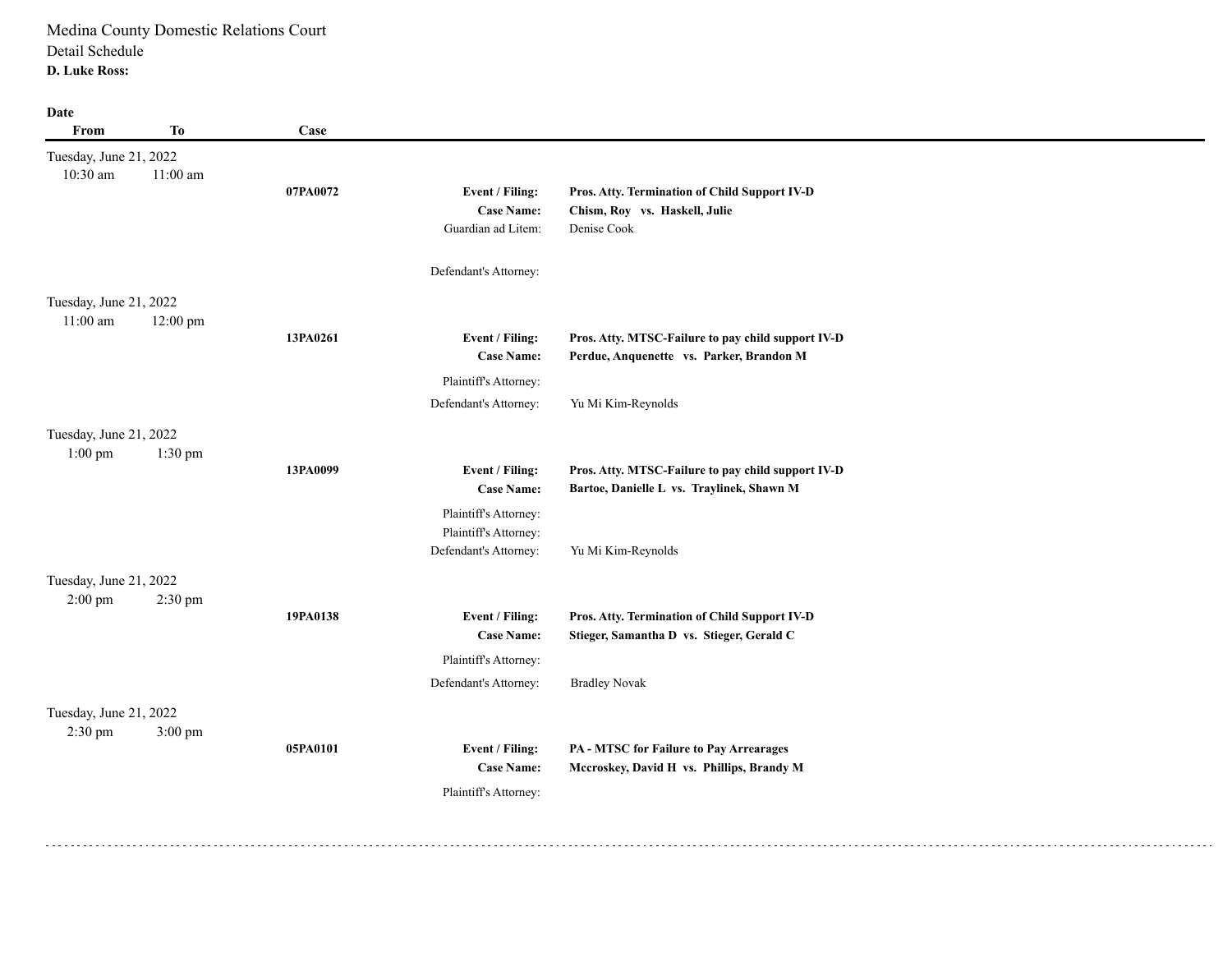Medina County Domestic Relations Court

Detail Schedule

**D. Luke Ross:**

| Date From | To | Case | | |
|---|---|---|---|---|
| Tuesday, June 21, 2022 | | | | |
| 10:30 am | 11:00 am | **07PA0072** | **Event / Filing:** | **Pros. Atty. Termination of Child Support IV-D** |
| | | | **Case Name:** | **Chism, Roy vs. Haskell, Julie** |
| | | | Guardian ad Litem: | Denise Cook |
| | | | Defendant's Attorney: | |
| Tuesday, June 21, 2022 | | | | |
| 11:00 am | 12:00 pm | **13PA0261** | **Event / Filing:** | **Pros. Atty. MTSC-Failure to pay child support IV-D** |
| | | | **Case Name:** | **Perdue, Anquenette vs. Parker, Brandon M** |
| | | | Plaintiff's Attorney: | |
| | | | Defendant's Attorney: | Yu Mi Kim-Reynolds |
| Tuesday, June 21, 2022 | | | | |
| 1:00 pm | 1:30 pm | **13PA0099** | **Event / Filing:** | **Pros. Atty. MTSC-Failure to pay child support IV-D** |
| | | | **Case Name:** | **Bartoe, Danielle L vs. Traylinek, Shawn M** |
| | | | Plaintiff's Attorney: | |
| | | | Plaintiff's Attorney: | |
| | | | Defendant's Attorney: | Yu Mi Kim-Reynolds |
| Tuesday, June 21, 2022 | | | | |
| 2:00 pm | 2:30 pm | **19PA0138** | **Event / Filing:** | **Pros. Atty. Termination of Child Support IV-D** |
| | | | **Case Name:** | **Stieger, Samantha D vs. Stieger, Gerald C** |
| | | | Plaintiff's Attorney: | |
| | | | Defendant's Attorney: | Bradley Novak |
| Tuesday, June 21, 2022 | | | | |
| 2:30 pm | 3:00 pm | **05PA0101** | **Event / Filing:** | **PA - MTSC for Failure to Pay Arrearages** |
| | | | **Case Name:** | **Mccroskey, David H vs. Phillips, Brandy M** |
| | | | Plaintiff's Attorney: | |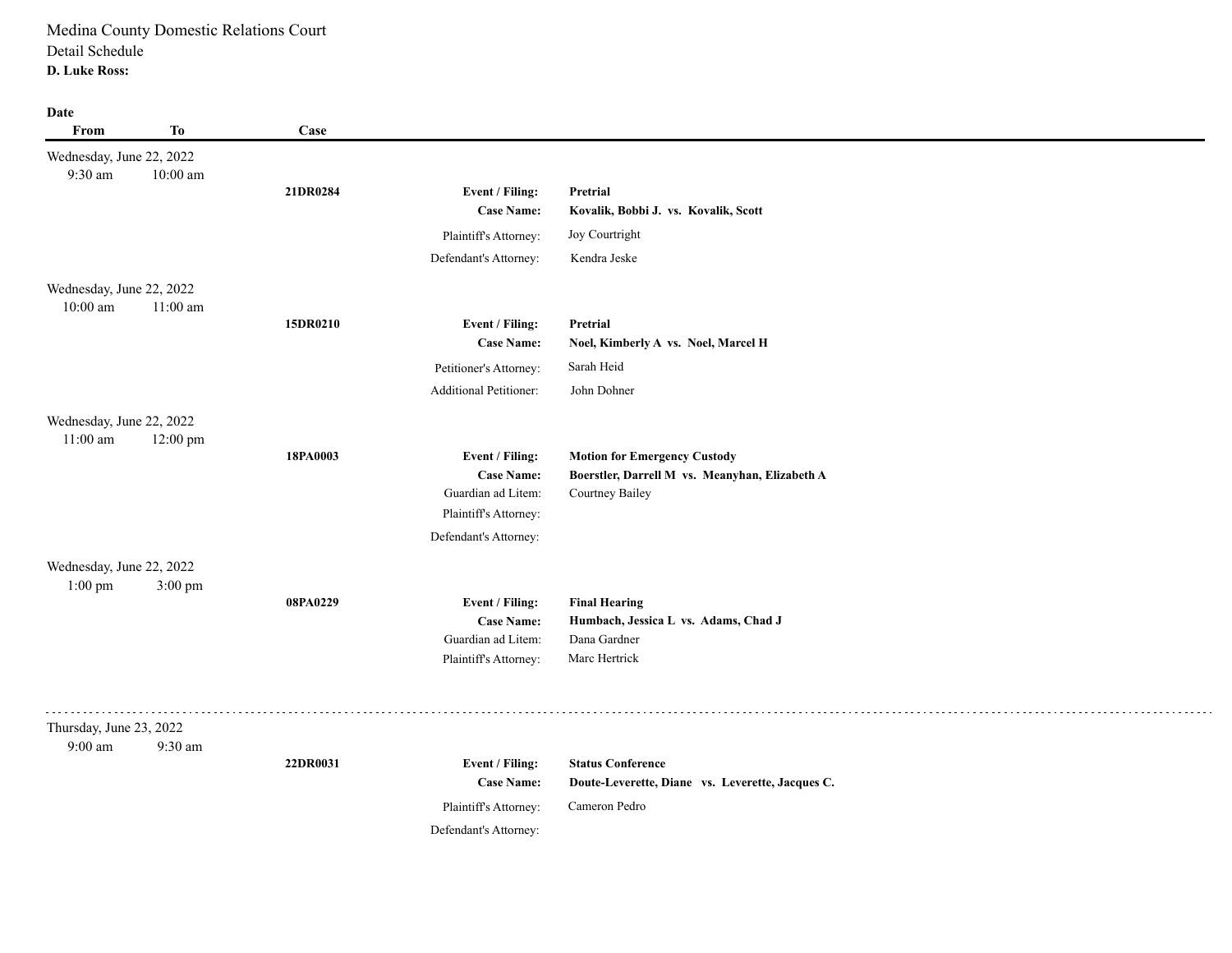Medina County Domestic Relations Court

Detail Schedule

**D. Luke Ross:**

| **Date From** | **To** | **Case** | | |
|---|---|---|---|---|
| Wednesday, June 22, 2022 | | | | |
| 9:30 am | 10:00 am | **21DR0284** | **Event / Filing:** | **Pretrial** |
| | | | **Case Name:** | **Kovalik, Bobbi J. vs. Kovalik, Scott** |
| | | | Plaintiff's Attorney: | Joy Courtright |
| | | | Defendant's Attorney: | Kendra Jeske |
| Wednesday, June 22, 2022 | | | | |
| 10:00 am | 11:00 am | **15DR0210** | **Event / Filing:** | **Pretrial** |
| | | | **Case Name:** | **Noel, Kimberly A vs. Noel, Marcel H** |
| | | | Petitioner's Attorney: | Sarah Heid |
| | | | Additional Petitioner: | John Dohner |
| Wednesday, June 22, 2022 | | | | |
| 11:00 am | 12:00 pm | **18PA0003** | **Event / Filing:** | **Motion for Emergency Custody** |
| | | | **Case Name:** | **Boerstler, Darrell M vs. Meanyhan, Elizabeth A** |
| | | | Guardian ad Litem: | Courtney Bailey |
| | | | Plaintiff's Attorney: | |
| | | | Defendant's Attorney: | |
| Wednesday, June 22, 2022 | | | | |
| 1:00 pm | 3:00 pm | **08PA0229** | **Event / Filing:** | **Final Hearing** |
| | | | **Case Name:** | **Humbach, Jessica L vs. Adams, Chad J** |
| | | | Guardian ad Litem: | Dana Gardner |
| | | | Plaintiff's Attorney: | Marc Hertrick |

---

| **Date From** | **To** | **Case** | | |
|---|---|---|---|---|
| Thursday, June 23, 2022 | | | | |
| 9:00 am | 9:30 am | **22DR0031** | **Event / Filing:** | **Status Conference** |
| | | | **Case Name:** | **Doute-Leverette, Diane vs. Leverette, Jacques C.** |
| | | | Plaintiff's Attorney: | Cameron Pedro |
| | | | Defendant's Attorney: | |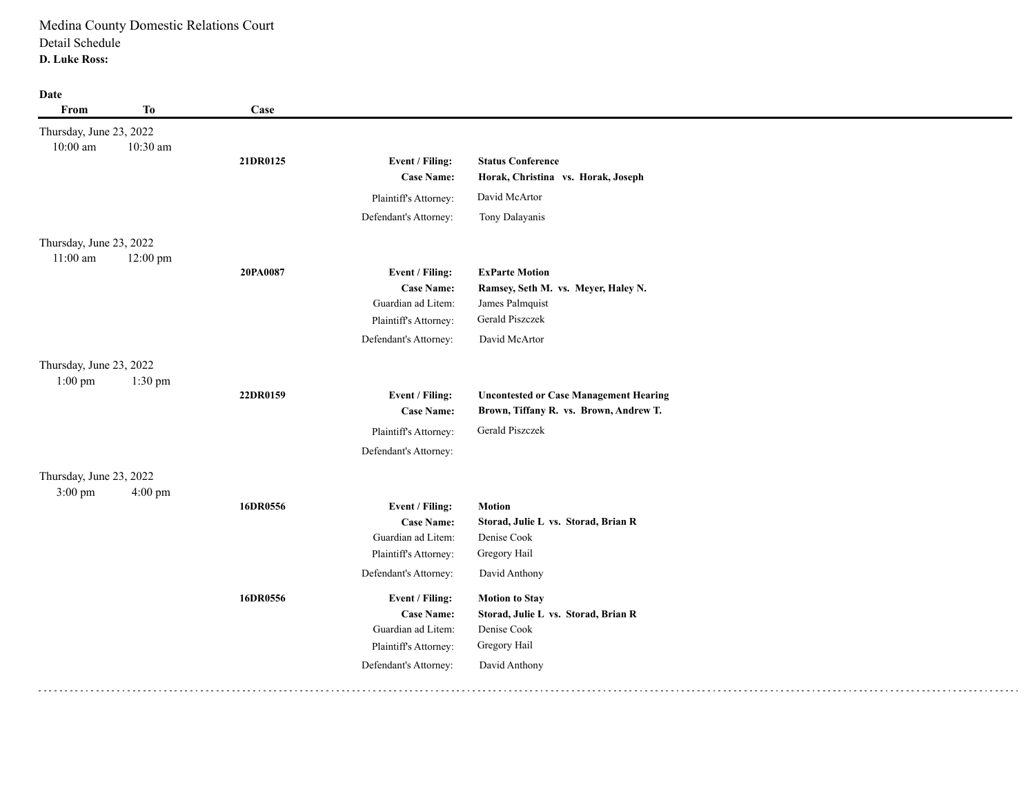Medina County Domestic Relations Court

Detail Schedule

**D. Luke Ross:**

| **Date From** | **To** | **Case** | | |
|---|---|---|---|---|
| Thursday, June 23, 2022 | | | | |
| 10:00 am | 10:30 am | | | |
| | | **21DR0125** | **Event / Filing:** | **Status Conference** |
| | | | **Case Name:** | **Horak, Christina vs. Horak, Joseph** |
| | | | Plaintiff's Attorney: | David McArtor |
| | | | Defendant's Attorney: | Tony Dalayanis |
| Thursday, June 23, 2022 | | | | |
| 11:00 am | 12:00 pm | | | |
| | | **20PA0087** | **Event / Filing:** | **ExParte Motion** |
| | | | **Case Name:** | **Ramsey, Seth M. vs. Meyer, Haley N.** |
| | | | Guardian ad Litem: | James Palmquist |
| | | | Plaintiff's Attorney: | Gerald Piszczek |
| | | | Defendant's Attorney: | David McArtor |
| Thursday, June 23, 2022 | | | | |
| 1:00 pm | 1:30 pm | | | |
| | | **22DR0159** | **Event / Filing:** | **Uncontested or Case Management Hearing** |
| | | | **Case Name:** | **Brown, Tiffany R. vs. Brown, Andrew T.** |
| | | | Plaintiff's Attorney: | Gerald Piszczek |
| | | | Defendant's Attorney: | |
| Thursday, June 23, 2022 | | | | |
| 3:00 pm | 4:00 pm | | | |
| | | **16DR0556** | **Event / Filing:** | **Motion** |
| | | | **Case Name:** | **Storad, Julie L vs. Storad, Brian R** |
| | | | Guardian ad Litem: | Denise Cook |
| | | | Plaintiff's Attorney: | Gregory Hail |
| | | | Defendant's Attorney: | David Anthony |
| | | **16DR0556** | **Event / Filing:** | **Motion to Stay** |
| | | | **Case Name:** | **Storad, Julie L vs. Storad, Brian R** |
| | | | Guardian ad Litem: | Denise Cook |
| | | | Plaintiff's Attorney: | Gregory Hail |
| | | | Defendant's Attorney: | David Anthony |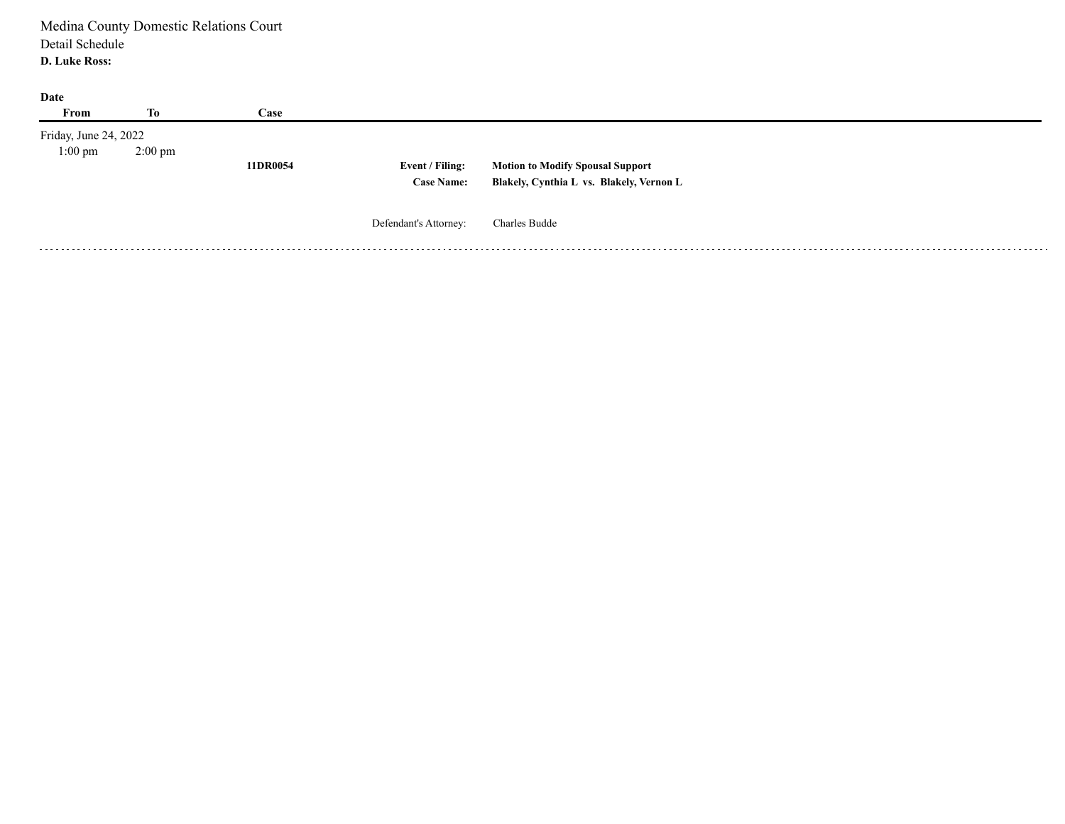Medina County Domestic Relations Court
Detail Schedule
**D. Luke Ross:**

| Date From | To | Case | | |
|---|---|---|---|---|
| Friday, June 24, 2022 | | | | |
| 1:00 pm | 2:00 pm | | | |
| | | **11DR0054** | **Event / Filing:** | **Motion to Modify Spousal Support** |
| | | | **Case Name:** | **Blakely, Cynthia L vs. Blakely, Vernon L** |
| | | | Defendant's Attorney: | Charles Budde |